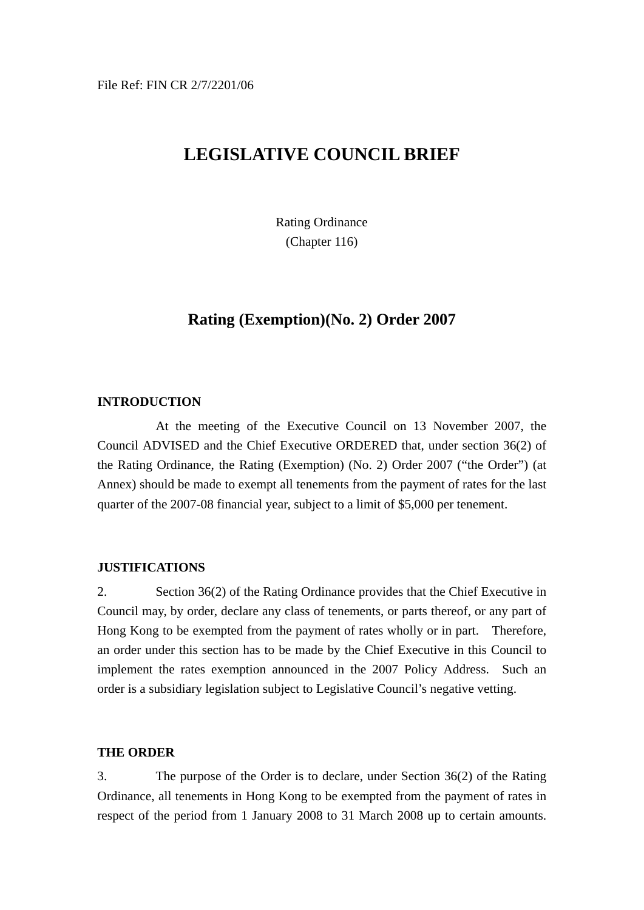File Ref: FIN CR 2/7/2201/06

# LEGISLATIVE COUNCIL BRIEF

Rating Ordinance
(Chapter 116)

## Rating (Exemption)(No. 2) Order 2007

### INTRODUCTION

At the meeting of the Executive Council on 13 November 2007, the Council ADVISED and the Chief Executive ORDERED that, under section 36(2) of the Rating Ordinance, the Rating (Exemption) (No. 2) Order 2007 ("the Order") (at Annex) should be made to exempt all tenements from the payment of rates for the last quarter of the 2007-08 financial year, subject to a limit of $5,000 per tenement.

### JUSTIFICATIONS

2. Section 36(2) of the Rating Ordinance provides that the Chief Executive in Council may, by order, declare any class of tenements, or parts thereof, or any part of Hong Kong to be exempted from the payment of rates wholly or in part. Therefore, an order under this section has to be made by the Chief Executive in this Council to implement the rates exemption announced in the 2007 Policy Address. Such an order is a subsidiary legislation subject to Legislative Council's negative vetting.

### THE ORDER

3. The purpose of the Order is to declare, under Section 36(2) of the Rating Ordinance, all tenements in Hong Kong to be exempted from the payment of rates in respect of the period from 1 January 2008 to 31 March 2008 up to certain amounts.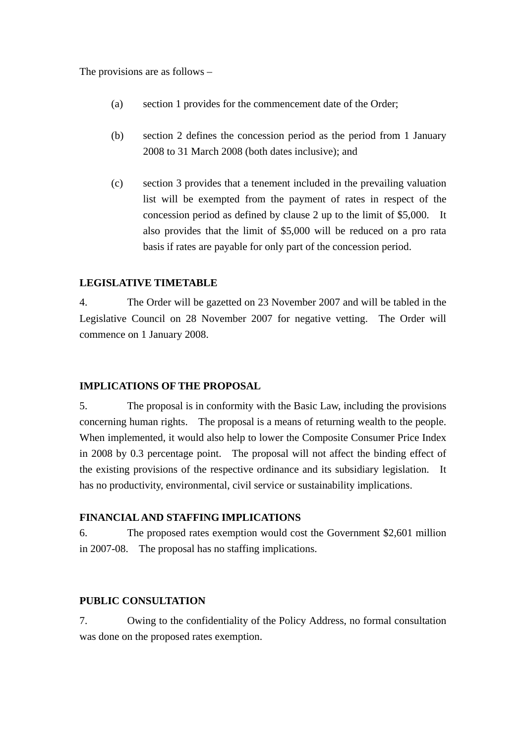The provisions are as follows –

(a) section 1 provides for the commencement date of the Order;

(b) section 2 defines the concession period as the period from 1 January 2008 to 31 March 2008 (both dates inclusive); and

(c) section 3 provides that a tenement included in the prevailing valuation list will be exempted from the payment of rates in respect of the concession period as defined by clause 2 up to the limit of $5,000. It also provides that the limit of $5,000 will be reduced on a pro rata basis if rates are payable for only part of the concession period.

**LEGISLATIVE TIMETABLE**

4. The Order will be gazetted on 23 November 2007 and will be tabled in the Legislative Council on 28 November 2007 for negative vetting. The Order will commence on 1 January 2008.

**IMPLICATIONS OF THE PROPOSAL**

5. The proposal is in conformity with the Basic Law, including the provisions concerning human rights. The proposal is a means of returning wealth to the people. When implemented, it would also help to lower the Composite Consumer Price Index in 2008 by 0.3 percentage point. The proposal will not affect the binding effect of the existing provisions of the respective ordinance and its subsidiary legislation. It has no productivity, environmental, civil service or sustainability implications.

**FINANCIAL AND STAFFING IMPLICATIONS**

6. The proposed rates exemption would cost the Government $2,601 million in 2007-08. The proposal has no staffing implications.

**PUBLIC CONSULTATION**

7. Owing to the confidentiality of the Policy Address, no formal consultation was done on the proposed rates exemption.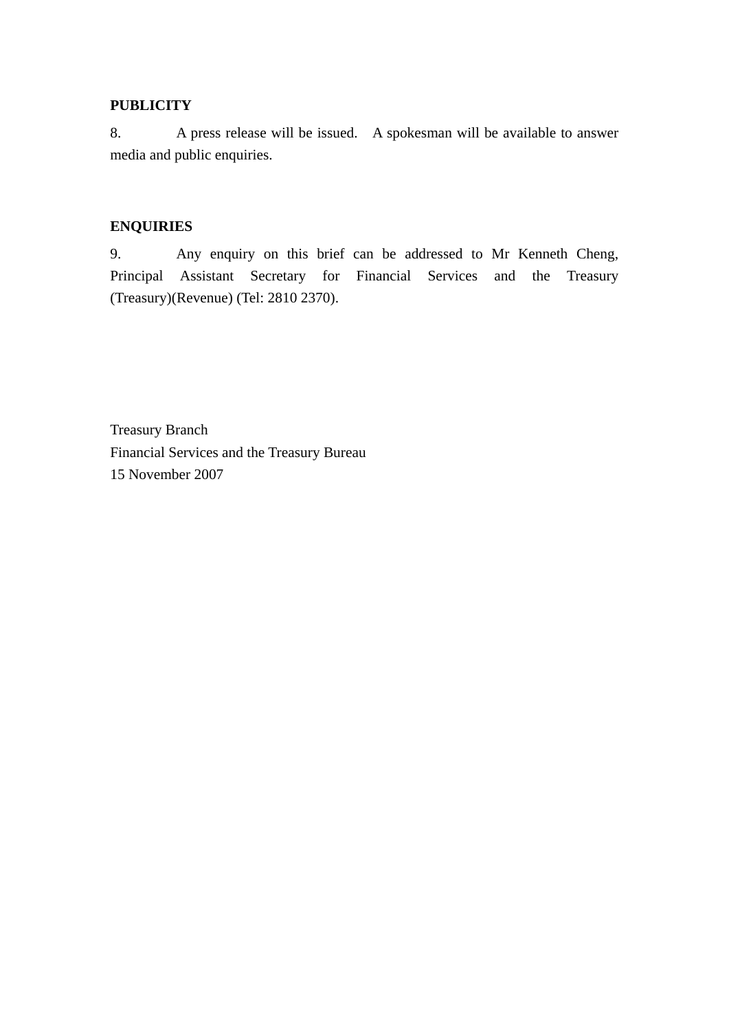**PUBLICITY**

8. A press release will be issued. A spokesman will be available to answer media and public enquiries.

**ENQUIRIES**

9. Any enquiry on this brief can be addressed to Mr Kenneth Cheng, Principal Assistant Secretary for Financial Services and the Treasury (Treasury)(Revenue) (Tel: 2810 2370).

Treasury Branch
Financial Services and the Treasury Bureau
15 November 2007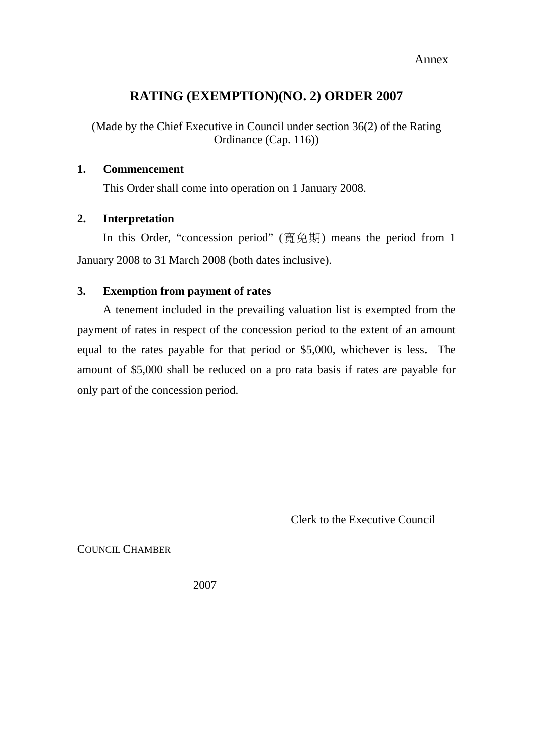Annex

# RATING (EXEMPTION)(NO. 2) ORDER 2007

(Made by the Chief Executive in Council under section 36(2) of the Rating Ordinance (Cap. 116))

**1. Commencement**

This Order shall come into operation on 1 January 2008.

**2. Interpretation**

In this Order, "concession period" (寬免期) means the period from 1 January 2008 to 31 March 2008 (both dates inclusive).

**3. Exemption from payment of rates**

A tenement included in the prevailing valuation list is exempted from the payment of rates in respect of the concession period to the extent of an amount equal to the rates payable for that period or $5,000, whichever is less. The amount of $5,000 shall be reduced on a pro rata basis if rates are payable for only part of the concession period.

Clerk to the Executive Council

COUNCIL CHAMBER

2007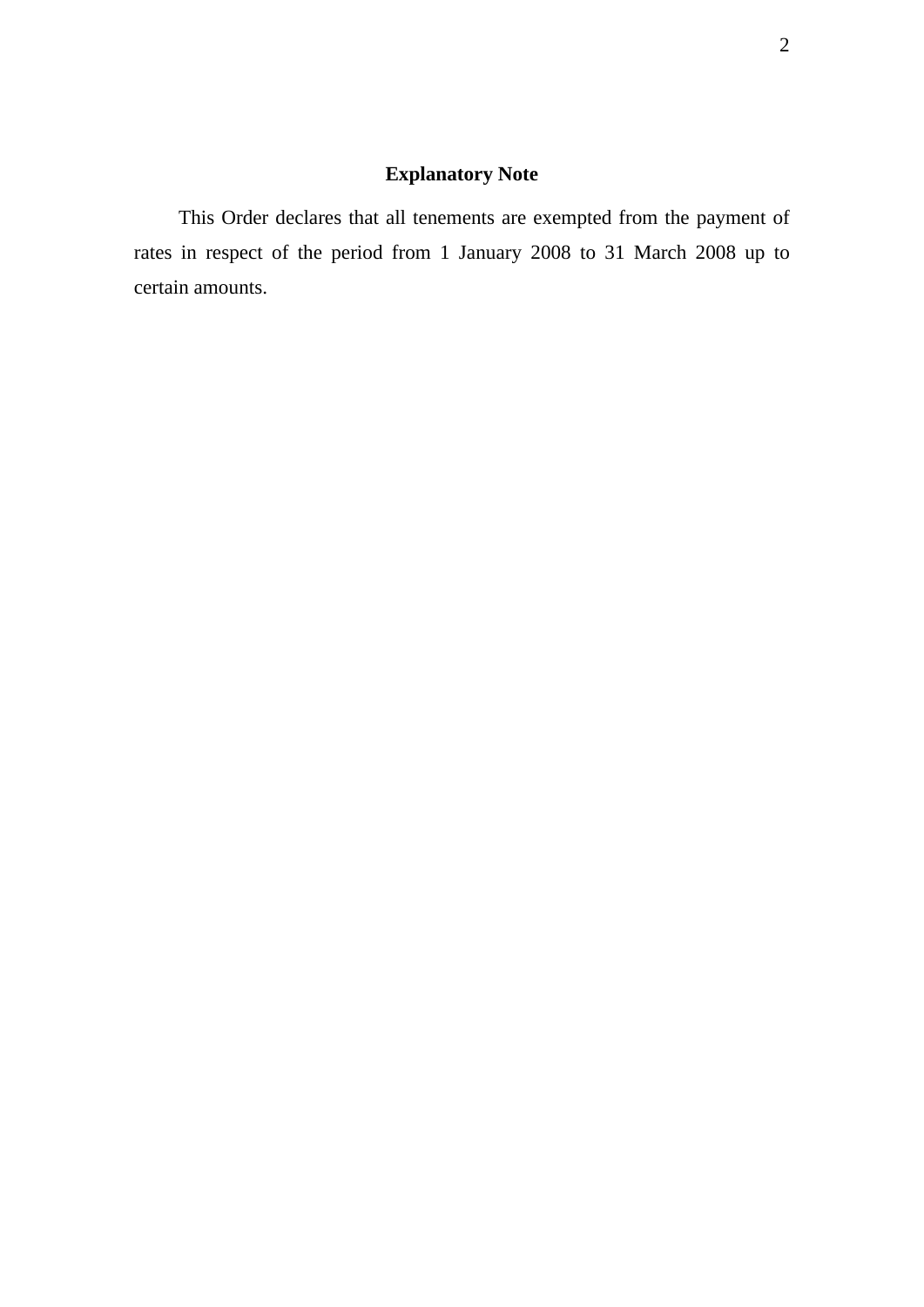## Explanatory Note

This Order declares that all tenements are exempted from the payment of rates in respect of the period from 1 January 2008 to 31 March 2008 up to certain amounts.